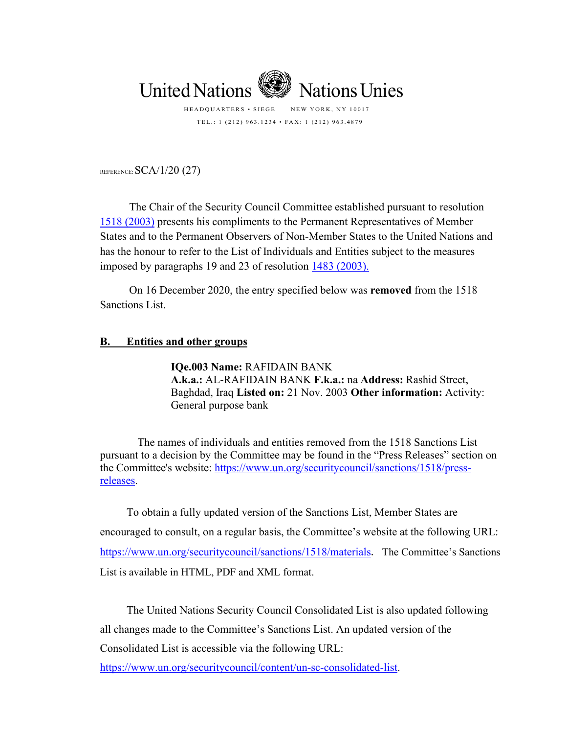United Nations Nations Unies

HEADQUARTERS • SIEGE NEW YORK, NY 10017

TEL.: 1 (212) 963.1234 • FAX: 1 (212) 963.4879

REFERENCE: SCA/1/20 (27)

The Chair of the Security Council Committee established pursuant to resolution [1518 (2003)](#) presents his compliments to the Permanent Representatives of Member States and to the Permanent Observers of Non-Member States to the United Nations and has the honour to refer to the List of Individuals and Entities subject to the measures imposed by paragraphs 19 and 23 of resolution [1483 (2003).](#)

On 16 December 2020, the entry specified below was **removed** from the 1518 Sanctions List.

## B. Entities and other groups

**IQe.003 Name:** RAFIDAIN BANK
**A.k.a.:** AL-RAFIDAIN BANK **F.k.a.:** na **Address:** Rashid Street, Baghdad, Iraq **Listed on:** 21 Nov. 2003 **Other information:** Activity: General purpose bank

The names of individuals and entities removed from the 1518 Sanctions List pursuant to a decision by the Committee may be found in the "Press Releases" section on the Committee's website: https://www.un.org/securitycouncil/sanctions/1518/press-releases.

To obtain a fully updated version of the Sanctions List, Member States are encouraged to consult, on a regular basis, the Committee's website at the following URL: https://www.un.org/securitycouncil/sanctions/1518/materials. The Committee's Sanctions List is available in HTML, PDF and XML format.

The United Nations Security Council Consolidated List is also updated following all changes made to the Committee's Sanctions List. An updated version of the Consolidated List is accessible via the following URL: https://www.un.org/securitycouncil/content/un-sc-consolidated-list.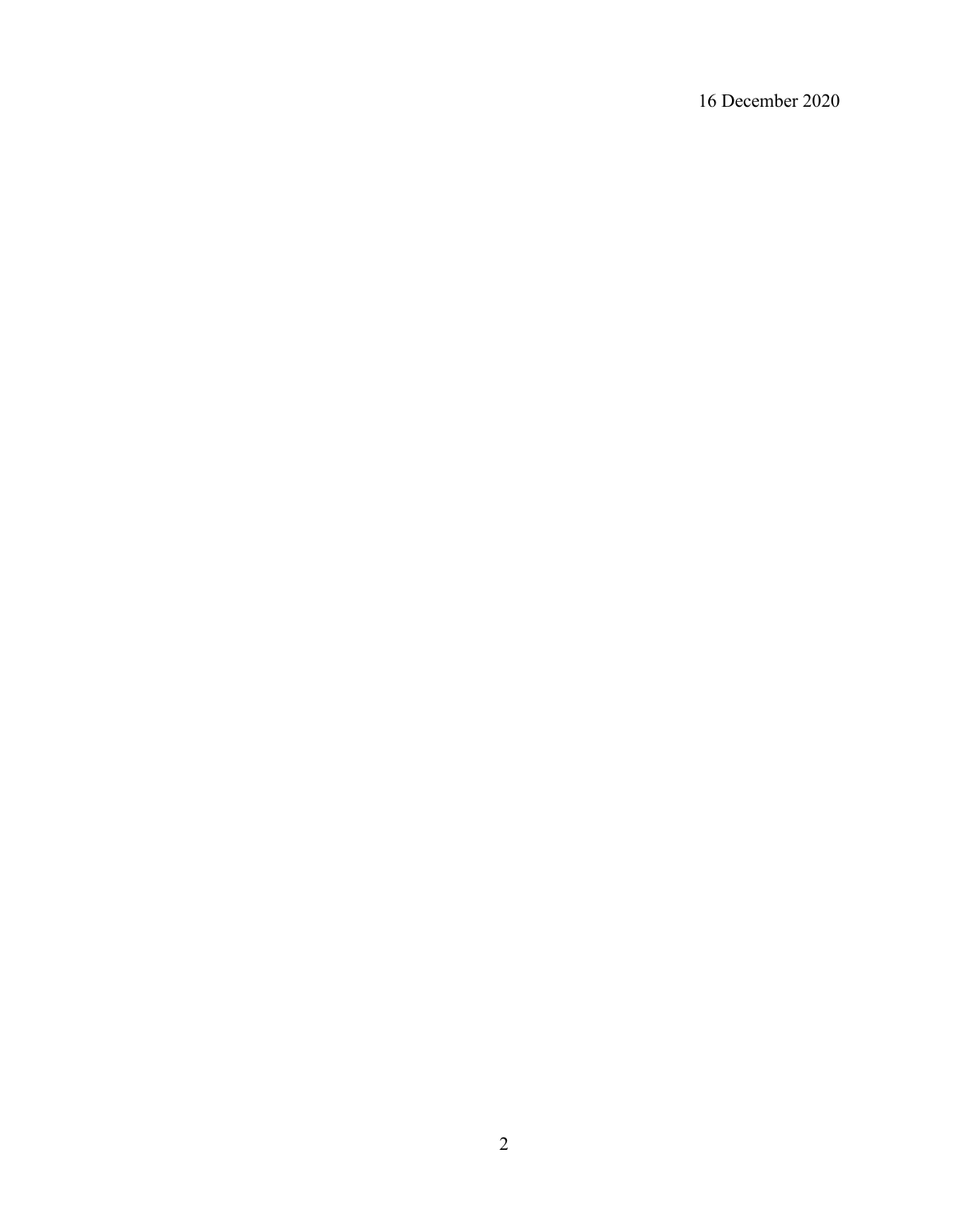16 December 2020